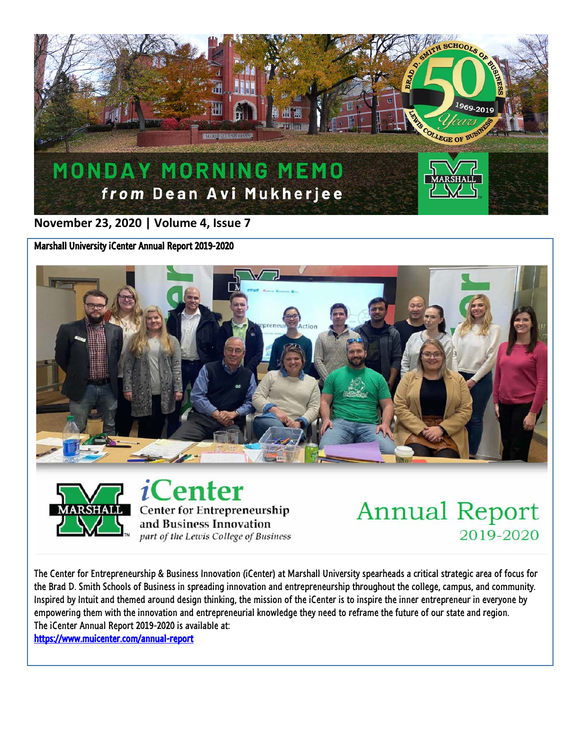# MONDAY MORNING MEMO

***from* Dean Avi Mukherjee**

**November 23, 2020 | Volume 4, Issue 7**

## Marshall University iCenter Annual Report 2019-2020

**iCenter**
Center for Entrepreneurship and Business Innovation
*part of the Lewis College of Business*

**Annual Report 2019-2020**

The Center for Entrepreneurship & Business Innovation (iCenter) at Marshall University spearheads a critical strategic area of focus for the Brad D. Smith Schools of Business in spreading innovation and entrepreneurship throughout the college, campus, and community. Inspired by Intuit and themed around design thinking, the mission of the iCenter is to inspire the inner entrepreneur in everyone by empowering them with the innovation and entrepreneurial knowledge they need to reframe the future of our state and region.
The iCenter Annual Report 2019-2020 is available at:
https://www.muicenter.com/annual-report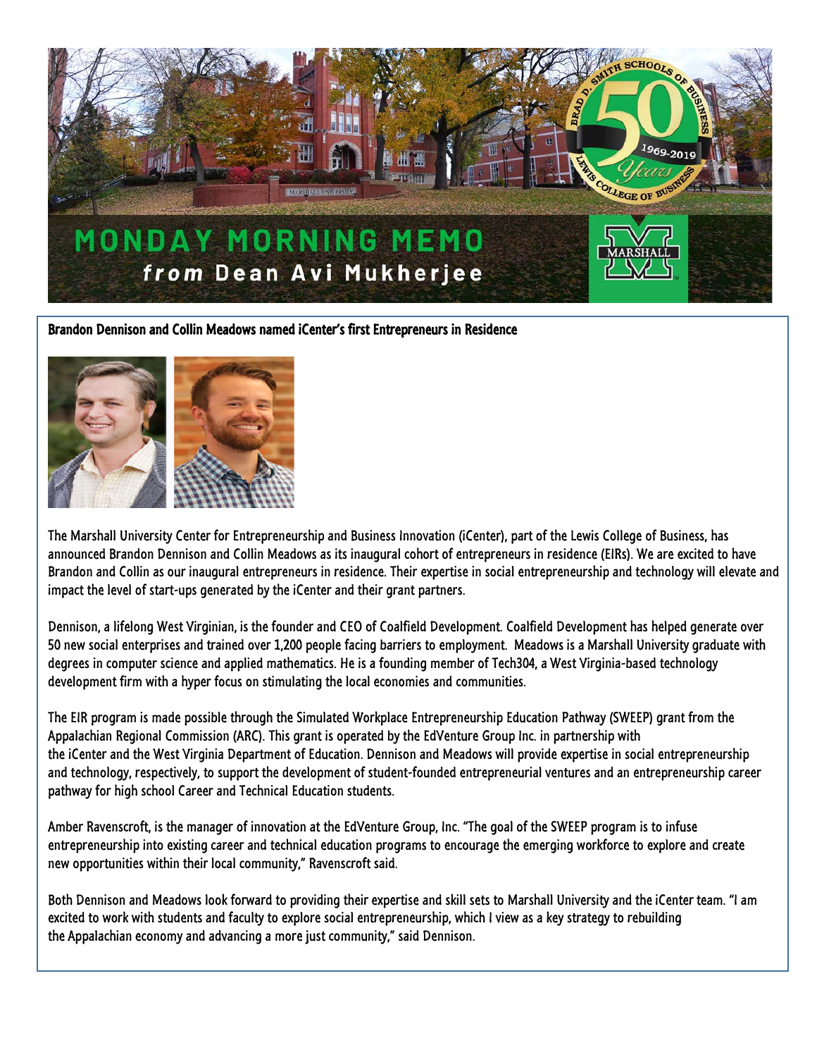# MONDAY MORNING MEMO

***from* Dean Avi Mukherjee**

**Brandon Dennison and Collin Meadows named iCenter's first Entrepreneurs in Residence**

The Marshall University Center for Entrepreneurship and Business Innovation (iCenter), part of the Lewis College of Business, has announced Brandon Dennison and Collin Meadows as its inaugural cohort of entrepreneurs in residence (EIRs). We are excited to have Brandon and Collin as our inaugural entrepreneurs in residence. Their expertise in social entrepreneurship and technology will elevate and impact the level of start-ups generated by the iCenter and their grant partners.

Dennison, a lifelong West Virginian, is the founder and CEO of Coalfield Development. Coalfield Development has helped generate over 50 new social enterprises and trained over 1,200 people facing barriers to employment. Meadows is a Marshall University graduate with degrees in computer science and applied mathematics. He is a founding member of Tech304, a West Virginia-based technology development firm with a hyper focus on stimulating the local economies and communities.

The EIR program is made possible through the Simulated Workplace Entrepreneurship Education Pathway (SWEEP) grant from the Appalachian Regional Commission (ARC). This grant is operated by the EdVenture Group Inc. in partnership with the iCenter and the West Virginia Department of Education. Dennison and Meadows will provide expertise in social entrepreneurship and technology, respectively, to support the development of student-founded entrepreneurial ventures and an entrepreneurship career pathway for high school Career and Technical Education students.

Amber Ravenscroft, is the manager of innovation at the EdVenture Group, Inc. "The goal of the SWEEP program is to infuse entrepreneurship into existing career and technical education programs to encourage the emerging workforce to explore and create new opportunities within their local community," Ravenscroft said.

Both Dennison and Meadows look forward to providing their expertise and skill sets to Marshall University and the iCenter team. "I am excited to work with students and faculty to explore social entrepreneurship, which I view as a key strategy to rebuilding the Appalachian economy and advancing a more just community," said Dennison.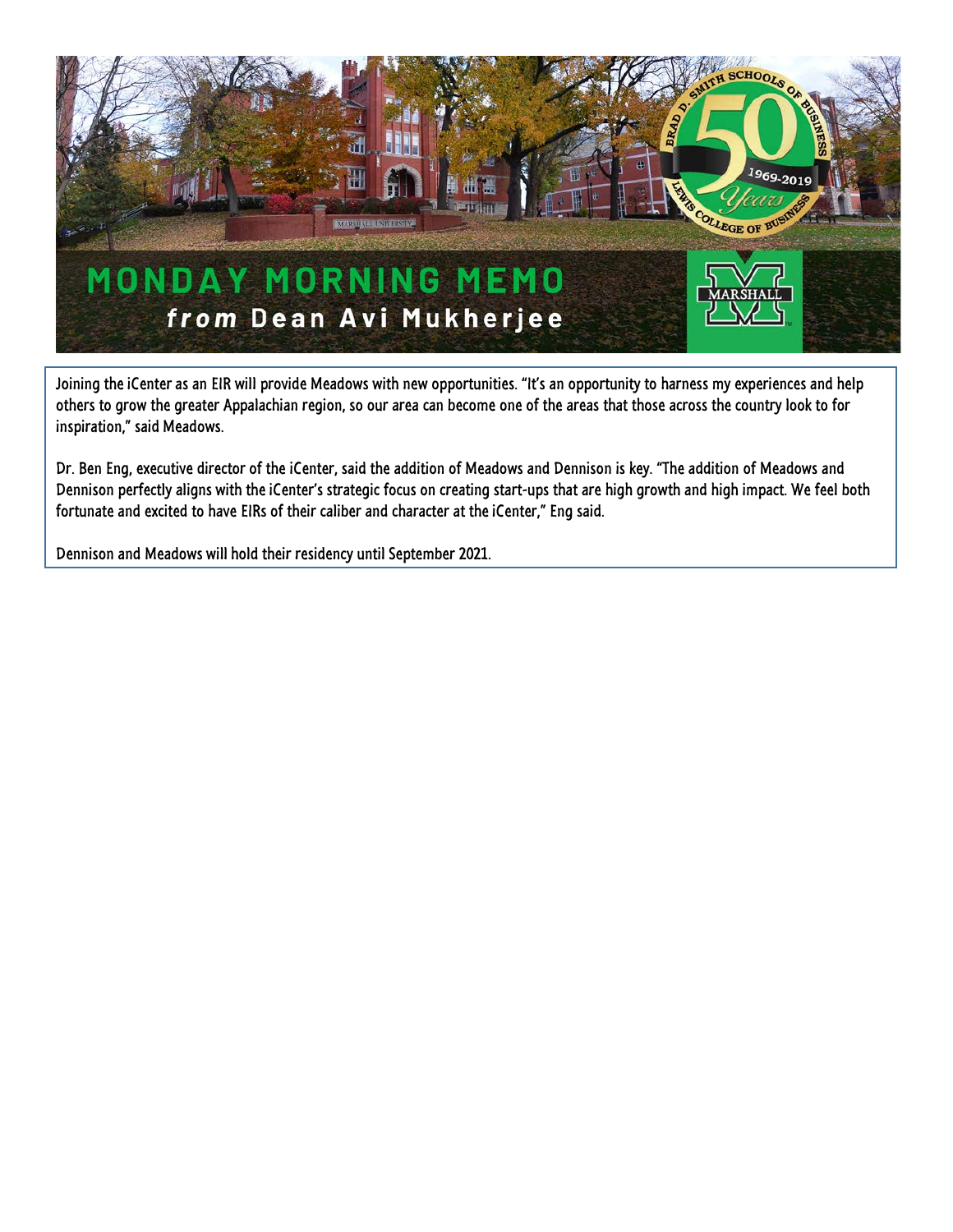Joining the iCenter as an EIR will provide Meadows with new opportunities. "It's an opportunity to harness my experiences and help others to grow the greater Appalachian region, so our area can become one of the areas that those across the country look to for inspiration," said Meadows.

Dr. Ben Eng, executive director of the iCenter, said the addition of Meadows and Dennison is key. "The addition of Meadows and Dennison perfectly aligns with the iCenter's strategic focus on creating start-ups that are high growth and high impact. We feel both fortunate and excited to have EIRs of their caliber and character at the iCenter," Eng said.

Dennison and Meadows will hold their residency until September 2021.